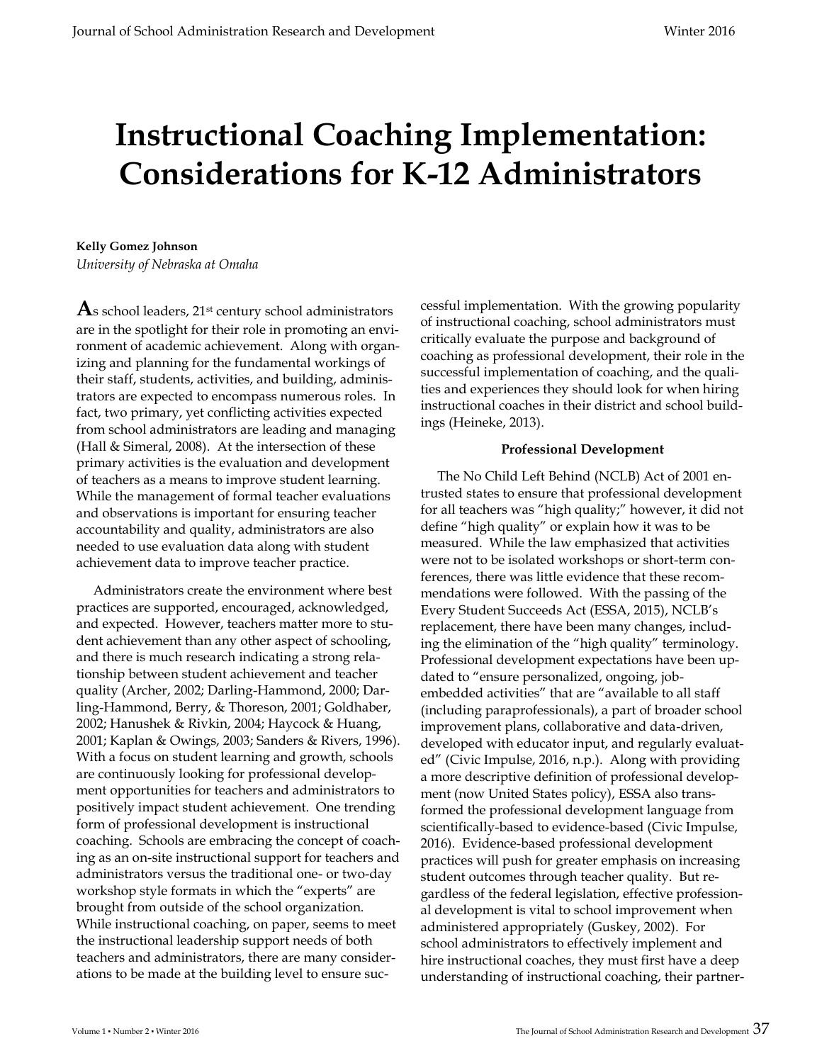# Instructional Coaching Implementation: Considerations for K-12 Administrators

**Kelly Gomez Johnson**
*University of Nebraska at Omaha*

As school leaders, 21st century school administrators are in the spotlight for their role in promoting an environment of academic achievement. Along with organizing and planning for the fundamental workings of their staff, students, activities, and building, administrators are expected to encompass numerous roles. In fact, two primary, yet conflicting activities expected from school administrators are leading and managing (Hall & Simeral, 2008). At the intersection of these primary activities is the evaluation and development of teachers as a means to improve student learning. While the management of formal teacher evaluations and observations is important for ensuring teacher accountability and quality, administrators are also needed to use evaluation data along with student achievement data to improve teacher practice.

Administrators create the environment where best practices are supported, encouraged, acknowledged, and expected. However, teachers matter more to student achievement than any other aspect of schooling, and there is much research indicating a strong relationship between student achievement and teacher quality (Archer, 2002; Darling-Hammond, 2000; Darling-Hammond, Berry, & Thoreson, 2001; Goldhaber, 2002; Hanushek & Rivkin, 2004; Haycock & Huang, 2001; Kaplan & Owings, 2003; Sanders & Rivers, 1996). With a focus on student learning and growth, schools are continuously looking for professional development opportunities for teachers and administrators to positively impact student achievement. One trending form of professional development is instructional coaching. Schools are embracing the concept of coaching as an on-site instructional support for teachers and administrators versus the traditional one- or two-day workshop style formats in which the "experts" are brought from outside of the school organization. While instructional coaching, on paper, seems to meet the instructional leadership support needs of both teachers and administrators, there are many considerations to be made at the building level to ensure successful implementation. With the growing popularity of instructional coaching, school administrators must critically evaluate the purpose and background of coaching as professional development, their role in the successful implementation of coaching, and the qualities and experiences they should look for when hiring instructional coaches in their district and school buildings (Heineke, 2013).

## Professional Development

The No Child Left Behind (NCLB) Act of 2001 entrusted states to ensure that professional development for all teachers was "high quality;" however, it did not define "high quality" or explain how it was to be measured. While the law emphasized that activities were not to be isolated workshops or short-term conferences, there was little evidence that these recommendations were followed. With the passing of the Every Student Succeeds Act (ESSA, 2015), NCLB's replacement, there have been many changes, including the elimination of the "high quality" terminology. Professional development expectations have been updated to "ensure personalized, ongoing, job-embedded activities" that are "available to all staff (including paraprofessionals), a part of broader school improvement plans, collaborative and data-driven, developed with educator input, and regularly evaluated" (Civic Impulse, 2016, n.p.). Along with providing a more descriptive definition of professional development (now United States policy), ESSA also transformed the professional development language from scientifically-based to evidence-based (Civic Impulse, 2016). Evidence-based professional development practices will push for greater emphasis on increasing student outcomes through teacher quality. But regardless of the federal legislation, effective professional development is vital to school improvement when administered appropriately (Guskey, 2002). For school administrators to effectively implement and hire instructional coaches, they must first have a deep understanding of instructional coaching, their partner-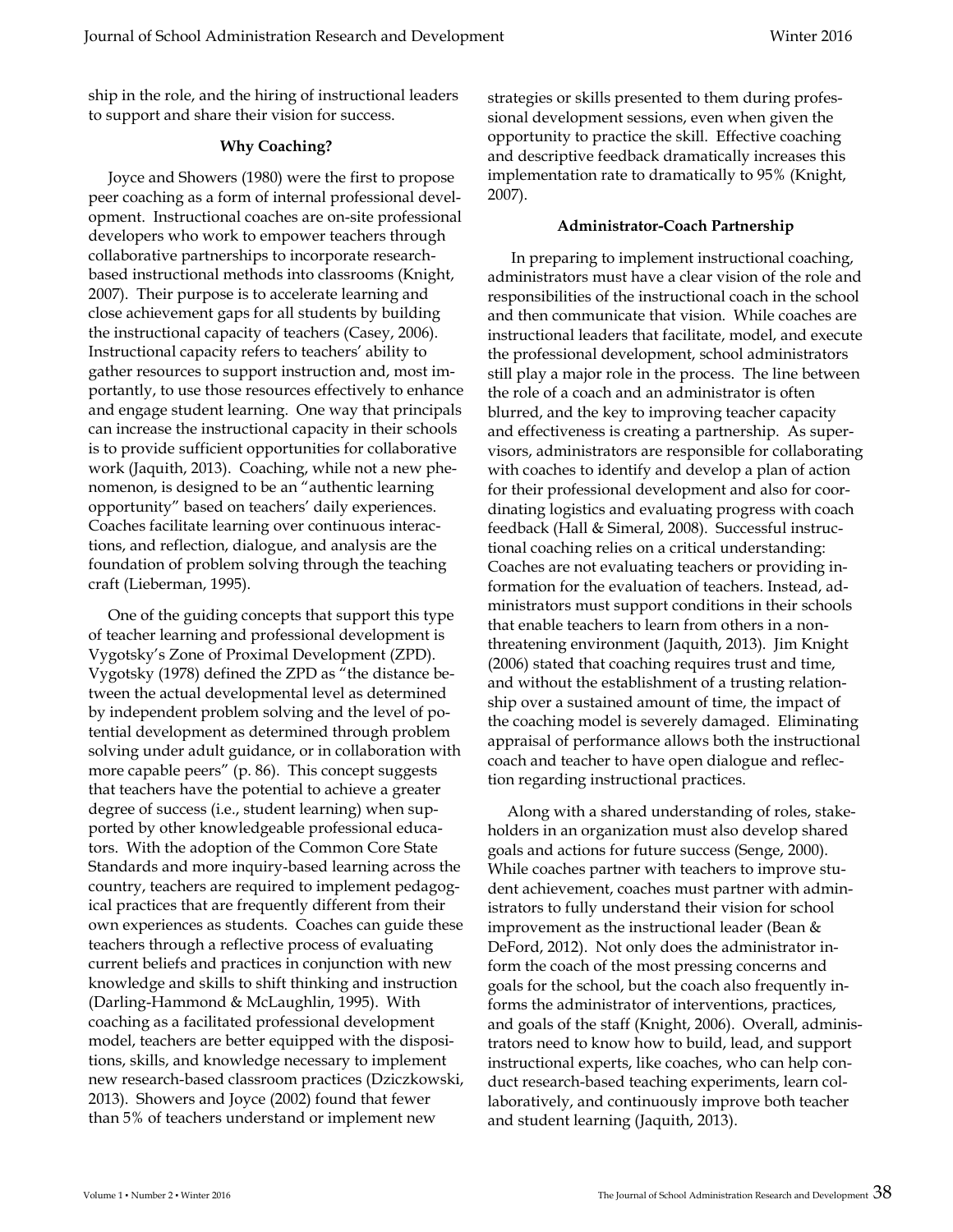ship in the role, and the hiring of instructional leaders to support and share their vision for success.

### Why Coaching?

Joyce and Showers (1980) were the first to propose peer coaching as a form of internal professional development. Instructional coaches are on-site professional developers who work to empower teachers through collaborative partnerships to incorporate research-based instructional methods into classrooms (Knight, 2007). Their purpose is to accelerate learning and close achievement gaps for all students by building the instructional capacity of teachers (Casey, 2006). Instructional capacity refers to teachers' ability to gather resources to support instruction and, most importantly, to use those resources effectively to enhance and engage student learning. One way that principals can increase the instructional capacity in their schools is to provide sufficient opportunities for collaborative work (Jaquith, 2013). Coaching, while not a new phenomenon, is designed to be an "authentic learning opportunity" based on teachers' daily experiences. Coaches facilitate learning over continuous interactions, and reflection, dialogue, and analysis are the foundation of problem solving through the teaching craft (Lieberman, 1995).

One of the guiding concepts that support this type of teacher learning and professional development is Vygotsky's Zone of Proximal Development (ZPD). Vygotsky (1978) defined the ZPD as "the distance between the actual developmental level as determined by independent problem solving and the level of potential development as determined through problem solving under adult guidance, or in collaboration with more capable peers" (p. 86). This concept suggests that teachers have the potential to achieve a greater degree of success (i.e., student learning) when supported by other knowledgeable professional educators. With the adoption of the Common Core State Standards and more inquiry-based learning across the country, teachers are required to implement pedagogical practices that are frequently different from their own experiences as students. Coaches can guide these teachers through a reflective process of evaluating current beliefs and practices in conjunction with new knowledge and skills to shift thinking and instruction (Darling-Hammond & McLaughlin, 1995). With coaching as a facilitated professional development model, teachers are better equipped with the dispositions, skills, and knowledge necessary to implement new research-based classroom practices (Dziczkowski, 2013). Showers and Joyce (2002) found that fewer than 5% of teachers understand or implement new strategies or skills presented to them during professional development sessions, even when given the opportunity to practice the skill. Effective coaching and descriptive feedback dramatically increases this implementation rate to dramatically to 95% (Knight, 2007).

### Administrator-Coach Partnership

In preparing to implement instructional coaching, administrators must have a clear vision of the role and responsibilities of the instructional coach in the school and then communicate that vision. While coaches are instructional leaders that facilitate, model, and execute the professional development, school administrators still play a major role in the process. The line between the role of a coach and an administrator is often blurred, and the key to improving teacher capacity and effectiveness is creating a partnership. As supervisors, administrators are responsible for collaborating with coaches to identify and develop a plan of action for their professional development and also for coordinating logistics and evaluating progress with coach feedback (Hall & Simeral, 2008). Successful instructional coaching relies on a critical understanding: Coaches are not evaluating teachers or providing information for the evaluation of teachers. Instead, administrators must support conditions in their schools that enable teachers to learn from others in a non-threatening environment (Jaquith, 2013). Jim Knight (2006) stated that coaching requires trust and time, and without the establishment of a trusting relationship over a sustained amount of time, the impact of the coaching model is severely damaged. Eliminating appraisal of performance allows both the instructional coach and teacher to have open dialogue and reflection regarding instructional practices.

Along with a shared understanding of roles, stakeholders in an organization must also develop shared goals and actions for future success (Senge, 2000). While coaches partner with teachers to improve student achievement, coaches must partner with administrators to fully understand their vision for school improvement as the instructional leader (Bean & DeFord, 2012). Not only does the administrator inform the coach of the most pressing concerns and goals for the school, but the coach also frequently informs the administrator of interventions, practices, and goals of the staff (Knight, 2006). Overall, administrators need to know how to build, lead, and support instructional experts, like coaches, who can help conduct research-based teaching experiments, learn collaboratively, and continuously improve both teacher and student learning (Jaquith, 2013).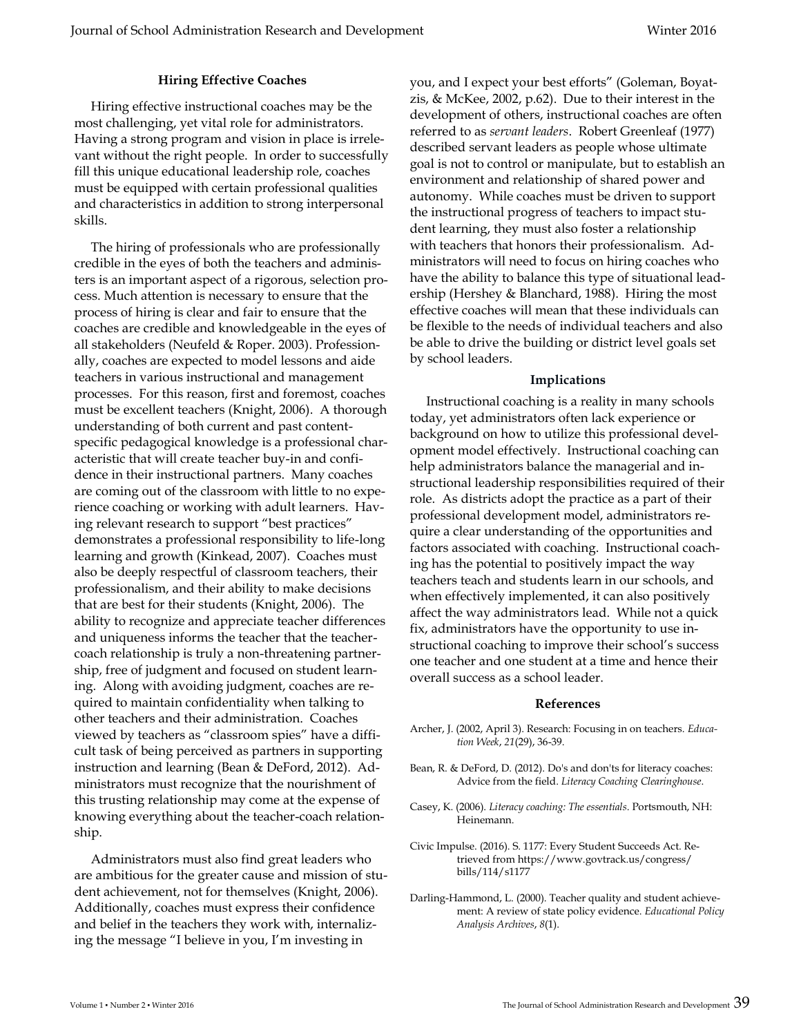### Hiring Effective Coaches

Hiring effective instructional coaches may be the most challenging, yet vital role for administrators. Having a strong program and vision in place is irrelevant without the right people. In order to successfully fill this unique educational leadership role, coaches must be equipped with certain professional qualities and characteristics in addition to strong interpersonal skills.

The hiring of professionals who are professionally credible in the eyes of both the teachers and administers is an important aspect of a rigorous, selection process. Much attention is necessary to ensure that the process of hiring is clear and fair to ensure that the coaches are credible and knowledgeable in the eyes of all stakeholders (Neufeld & Roper. 2003). Professionally, coaches are expected to model lessons and aide teachers in various instructional and management processes. For this reason, first and foremost, coaches must be excellent teachers (Knight, 2006). A thorough understanding of both current and past content-specific pedagogical knowledge is a professional characteristic that will create teacher buy-in and confidence in their instructional partners. Many coaches are coming out of the classroom with little to no experience coaching or working with adult learners. Having relevant research to support "best practices" demonstrates a professional responsibility to life-long learning and growth (Kinkead, 2007). Coaches must also be deeply respectful of classroom teachers, their professionalism, and their ability to make decisions that are best for their students (Knight, 2006). The ability to recognize and appreciate teacher differences and uniqueness informs the teacher that the teacher-coach relationship is truly a non-threatening partnership, free of judgment and focused on student learning. Along with avoiding judgment, coaches are required to maintain confidentiality when talking to other teachers and their administration. Coaches viewed by teachers as "classroom spies" have a difficult task of being perceived as partners in supporting instruction and learning (Bean & DeFord, 2012). Administrators must recognize that the nourishment of this trusting relationship may come at the expense of knowing everything about the teacher-coach relationship.

Administrators must also find great leaders who are ambitious for the greater cause and mission of student achievement, not for themselves (Knight, 2006). Additionally, coaches must express their confidence and belief in the teachers they work with, internalizing the message "I believe in you, I'm investing in you, and I expect your best efforts" (Goleman, Boyatzis, & McKee, 2002, p.62). Due to their interest in the development of others, instructional coaches are often referred to as *servant leaders*. Robert Greenleaf (1977) described servant leaders as people whose ultimate goal is not to control or manipulate, but to establish an environment and relationship of shared power and autonomy. While coaches must be driven to support the instructional progress of teachers to impact student learning, they must also foster a relationship with teachers that honors their professionalism. Administrators will need to focus on hiring coaches who have the ability to balance this type of situational leadership (Hershey & Blanchard, 1988). Hiring the most effective coaches will mean that these individuals can be flexible to the needs of individual teachers and also be able to drive the building or district level goals set by school leaders.

### Implications

Instructional coaching is a reality in many schools today, yet administrators often lack experience or background on how to utilize this professional development model effectively. Instructional coaching can help administrators balance the managerial and instructional leadership responsibilities required of their role. As districts adopt the practice as a part of their professional development model, administrators require a clear understanding of the opportunities and factors associated with coaching. Instructional coaching has the potential to positively impact the way teachers teach and students learn in our schools, and when effectively implemented, it can also positively affect the way administrators lead. While not a quick fix, administrators have the opportunity to use instructional coaching to improve their school's success one teacher and one student at a time and hence their overall success as a school leader.

### References

Archer, J. (2002, April 3). Research: Focusing in on teachers. *Education Week*, *21*(29), 36-39.

Bean, R. & DeFord, D. (2012). Do's and don'ts for literacy coaches: Advice from the field. *Literacy Coaching Clearinghouse*.

Casey, K. (2006). *Literacy coaching: The essentials*. Portsmouth, NH: Heinemann.

Civic Impulse. (2016). S. 1177: Every Student Succeeds Act. Retrieved from https://www.govtrack.us/congress/bills/114/s1177

Darling-Hammond, L. (2000). Teacher quality and student achievement: A review of state policy evidence. *Educational Policy Analysis Archives*, *8*(1).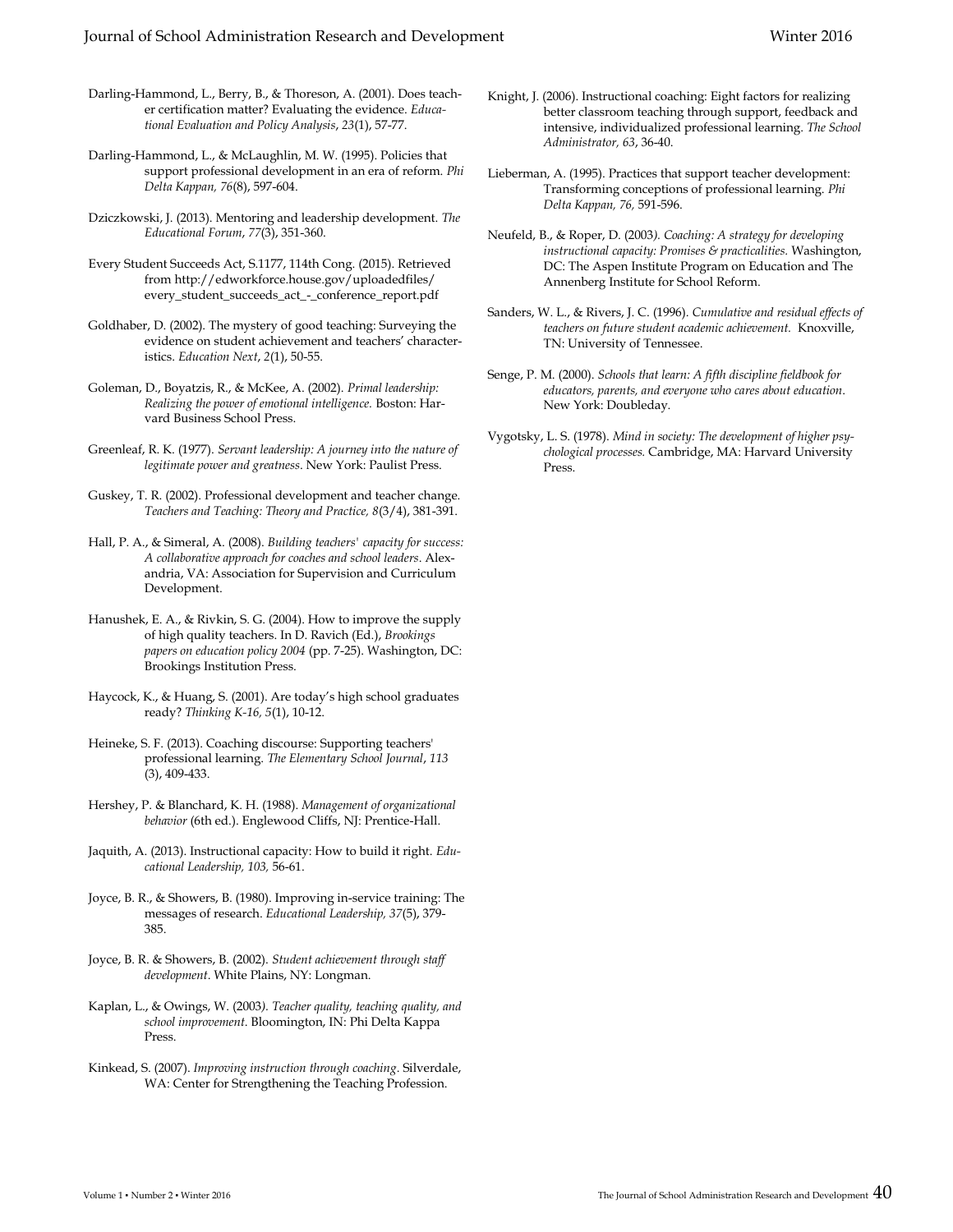Darling-Hammond, L., Berry, B., & Thoreson, A. (2001). Does teacher certification matter? Evaluating the evidence. *Educational Evaluation and Policy Analysis*, *23*(1), 57-77.

Darling-Hammond, L., & McLaughlin, M. W. (1995). Policies that support professional development in an era of reform. *Phi Delta Kappan, 76*(8), 597-604.

Dziczkowski, J. (2013). Mentoring and leadership development. *The Educational Forum*, *77*(3), 351-360.

Every Student Succeeds Act, S.1177, 114th Cong. (2015). Retrieved from http://edworkforce.house.gov/uploadedfiles/every_student_succeeds_act_-_conference_report.pdf

Goldhaber, D. (2002). The mystery of good teaching: Surveying the evidence on student achievement and teachers' characteristics. *Education Next*, *2*(1), 50-55.

Goleman, D., Boyatzis, R., & McKee, A. (2002). *Primal leadership: Realizing the power of emotional intelligence.* Boston: Harvard Business School Press.

Greenleaf, R. K. (1977). *Servant leadership: A journey into the nature of legitimate power and greatness*. New York: Paulist Press.

Guskey, T. R. (2002). Professional development and teacher change. *Teachers and Teaching: Theory and Practice, 8*(3/4), 381-391.

Hall, P. A., & Simeral, A. (2008). *Building teachers' capacity for success: A collaborative approach for coaches and school leaders*. Alexandria, VA: Association for Supervision and Curriculum Development.

Hanushek, E. A., & Rivkin, S. G. (2004). How to improve the supply of high quality teachers. In D. Ravich (Ed.), *Brookings papers on education policy 2004* (pp. 7-25). Washington, DC: Brookings Institution Press.

Haycock, K., & Huang, S. (2001). Are today's high school graduates ready? *Thinking K-16, 5*(1), 10-12.

Heineke, S. F. (2013). Coaching discourse: Supporting teachers' professional learning. *The Elementary School Journal*, *113* (3), 409-433.

Hershey, P. & Blanchard, K. H. (1988). *Management of organizational behavior* (6th ed.). Englewood Cliffs, NJ: Prentice-Hall.

Jaquith, A. (2013). Instructional capacity: How to build it right. *Educational Leadership, 103,* 56-61.

Joyce, B. R., & Showers, B. (1980). Improving in-service training: The messages of research. *Educational Leadership, 37*(5), 379-385.

Joyce, B. R. & Showers, B. (2002). *Student achievement through staff development*. White Plains, NY: Longman.

Kaplan, L., & Owings, W. (2003). *Teacher quality, teaching quality, and school improvement*. Bloomington, IN: Phi Delta Kappa Press.

Kinkead, S. (2007). *Improving instruction through coaching*. Silverdale, WA: Center for Strengthening the Teaching Profession.

Knight, J. (2006). Instructional coaching: Eight factors for realizing better classroom teaching through support, feedback and intensive, individualized professional learning. *The School Administrator, 63*, 36-40.

Lieberman, A. (1995). Practices that support teacher development: Transforming conceptions of professional learning. *Phi Delta Kappan, 76,* 591-596.

Neufeld, B., & Roper, D. (2003). *Coaching: A strategy for developing instructional capacity: Promises & practicalities.* Washington, DC: The Aspen Institute Program on Education and The Annenberg Institute for School Reform.

Sanders, W. L., & Rivers, J. C. (1996). *Cumulative and residual effects of teachers on future student academic achievement.* Knoxville, TN: University of Tennessee.

Senge, P. M. (2000). *Schools that learn: A fifth discipline fieldbook for educators, parents, and everyone who cares about education*. New York: Doubleday.

Vygotsky, L. S. (1978). *Mind in society: The development of higher psychological processes.* Cambridge, MA: Harvard University Press.